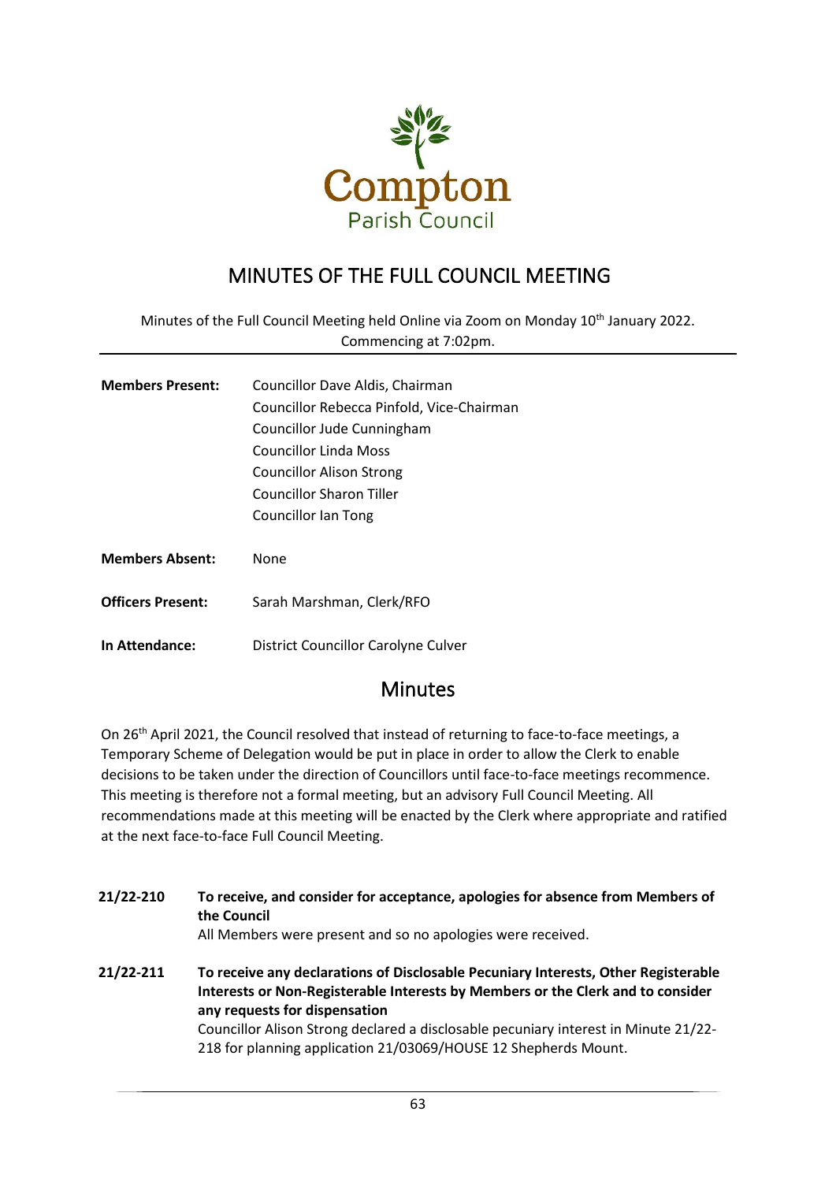Compton
Parish Council

# MINUTES OF THE FULL COUNCIL MEETING

Minutes of the Full Council Meeting held Online via Zoom on Monday 10th January 2022. Commencing at 7:02pm.

---

| | |
|---|---|
| **Members Present:** | Councillor Dave Aldis, Chairman |
| | Councillor Rebecca Pinfold, Vice-Chairman |
| | Councillor Jude Cunningham |
| | Councillor Linda Moss |
| | Councillor Alison Strong |
| | Councillor Sharon Tiller |
| | Councillor Ian Tong |
| **Members Absent:** | None |
| **Officers Present:** | Sarah Marshman, Clerk/RFO |
| **In Attendance:** | District Councillor Carolyne Culver |

## Minutes

On 26th April 2021, the Council resolved that instead of returning to face-to-face meetings, a Temporary Scheme of Delegation would be put in place in order to allow the Clerk to enable decisions to be taken under the direction of Councillors until face-to-face meetings recommence. This meeting is therefore not a formal meeting, but an advisory Full Council Meeting. All recommendations made at this meeting will be enacted by the Clerk where appropriate and ratified at the next face-to-face Full Council Meeting.

**21/22-210 To receive, and consider for acceptance, apologies for absence from Members of the Council**

All Members were present and so no apologies were received.

**21/22-211 To receive any declarations of Disclosable Pecuniary Interests, Other Registerable Interests or Non-Registerable Interests by Members or the Clerk and to consider any requests for dispensation**

Councillor Alison Strong declared a disclosable pecuniary interest in Minute 21/22-218 for planning application 21/03069/HOUSE 12 Shepherds Mount.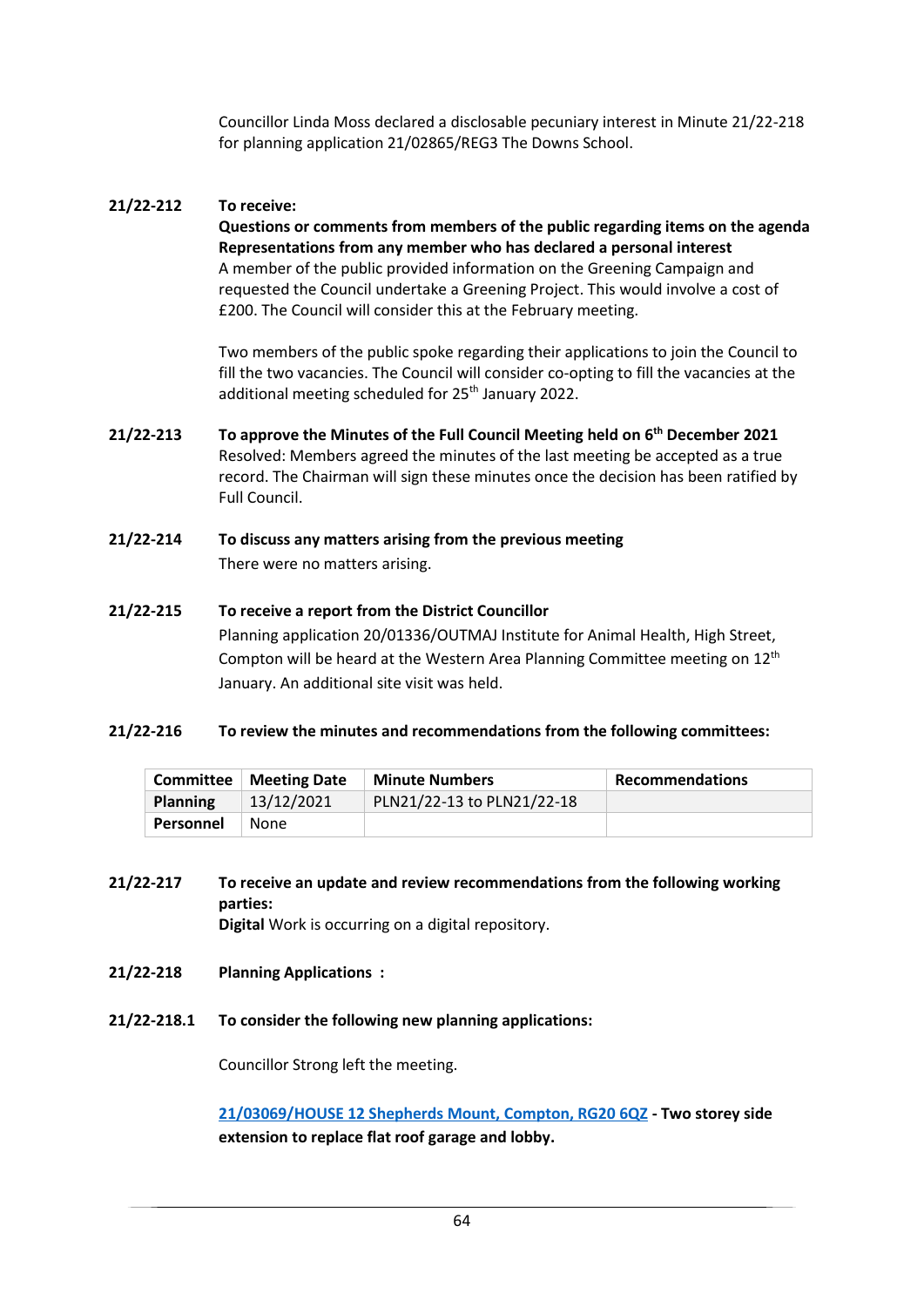Councillor Linda Moss declared a disclosable pecuniary interest in Minute 21/22-218 for planning application 21/02865/REG3 The Downs School.

**21/22-212 To receive:**
**Questions or comments from members of the public regarding items on the agenda**
**Representations from any member who has declared a personal interest**

A member of the public provided information on the Greening Campaign and requested the Council undertake a Greening Project. This would involve a cost of £200. The Council will consider this at the February meeting.

Two members of the public spoke regarding their applications to join the Council to fill the two vacancies. The Council will consider co-opting to fill the vacancies at the additional meeting scheduled for 25th January 2022.

**21/22-213 To approve the Minutes of the Full Council Meeting held on 6th December 2021**

Resolved: Members agreed the minutes of the last meeting be accepted as a true record. The Chairman will sign these minutes once the decision has been ratified by Full Council.

**21/22-214 To discuss any matters arising from the previous meeting**

There were no matters arising.

**21/22-215 To receive a report from the District Councillor**

Planning application 20/01336/OUTMAJ Institute for Animal Health, High Street, Compton will be heard at the Western Area Planning Committee meeting on 12th January. An additional site visit was held.

**21/22-216 To review the minutes and recommendations from the following committees:**

| Committee | Meeting Date | Minute Numbers | Recommendations |
|---|---|---|---|
| **Planning** | 13/12/2021 | PLN21/22-13 to PLN21/22-18 | |
| **Personnel** | None | | |

**21/22-217 To receive an update and review recommendations from the following working parties:**

**Digital** Work is occurring on a digital repository.

**21/22-218 Planning Applications :**

**21/22-218.1 To consider the following new planning applications:**

Councillor Strong left the meeting.

**21/03069/HOUSE 12 Shepherds Mount, Compton, RG20 6QZ - Two storey side extension to replace flat roof garage and lobby.**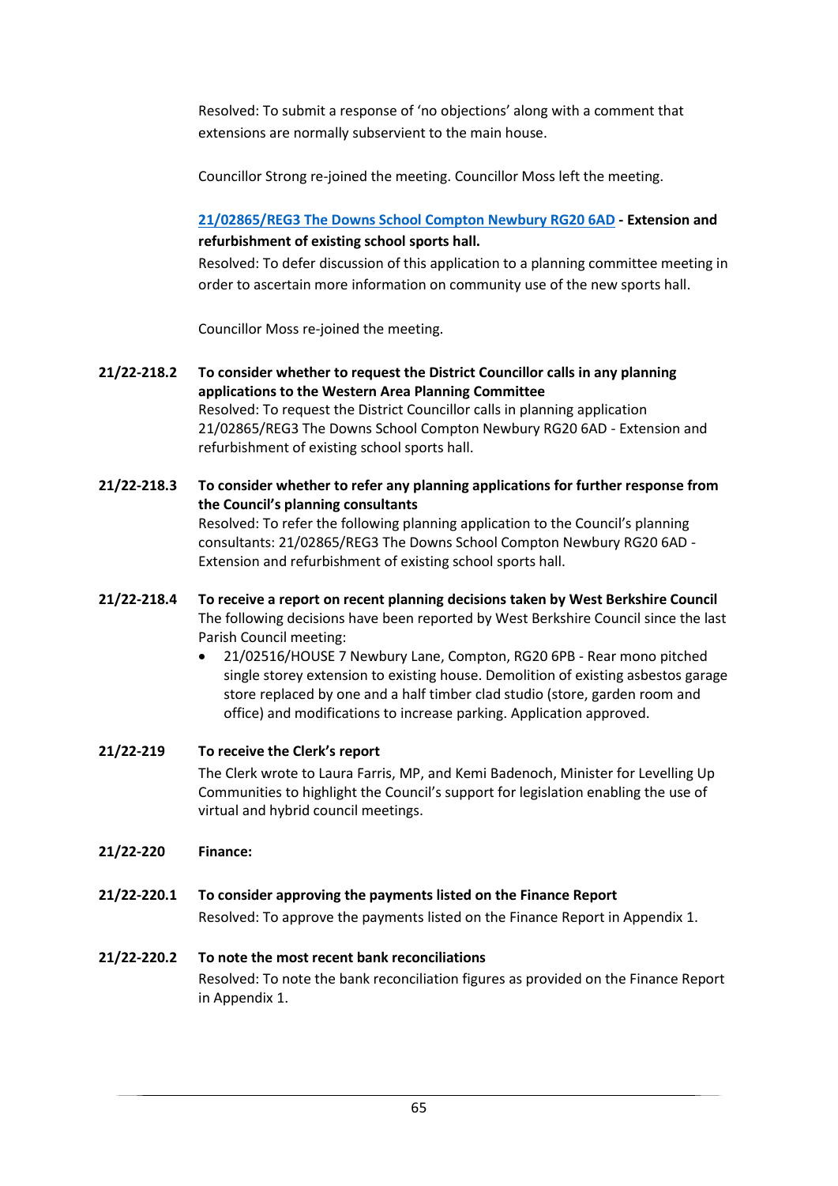Resolved: To submit a response of 'no objections' along with a comment that extensions are normally subservient to the main house.

Councillor Strong re-joined the meeting. Councillor Moss left the meeting.

[21/02865/REG3 The Downs School Compton Newbury RG20 6AD](#) **- Extension and refurbishment of existing school sports hall.**

Resolved: To defer discussion of this application to a planning committee meeting in order to ascertain more information on community use of the new sports hall.

Councillor Moss re-joined the meeting.

**21/22-218.2 To consider whether to request the District Councillor calls in any planning applications to the Western Area Planning Committee**

Resolved: To request the District Councillor calls in planning application 21/02865/REG3 The Downs School Compton Newbury RG20 6AD - Extension and refurbishment of existing school sports hall.

**21/22-218.3 To consider whether to refer any planning applications for further response from the Council's planning consultants**

Resolved: To refer the following planning application to the Council's planning consultants: 21/02865/REG3 The Downs School Compton Newbury RG20 6AD - Extension and refurbishment of existing school sports hall.

**21/22-218.4 To receive a report on recent planning decisions taken by West Berkshire Council**

The following decisions have been reported by West Berkshire Council since the last Parish Council meeting:

- 21/02516/HOUSE 7 Newbury Lane, Compton, RG20 6PB - Rear mono pitched single storey extension to existing house. Demolition of existing asbestos garage store replaced by one and a half timber clad studio (store, garden room and office) and modifications to increase parking. Application approved.

**21/22-219 To receive the Clerk's report**

The Clerk wrote to Laura Farris, MP, and Kemi Badenoch, Minister for Levelling Up Communities to highlight the Council's support for legislation enabling the use of virtual and hybrid council meetings.

**21/22-220 Finance:**

**21/22-220.1 To consider approving the payments listed on the Finance Report**

Resolved: To approve the payments listed on the Finance Report in Appendix 1.

**21/22-220.2 To note the most recent bank reconciliations**

Resolved: To note the bank reconciliation figures as provided on the Finance Report in Appendix 1.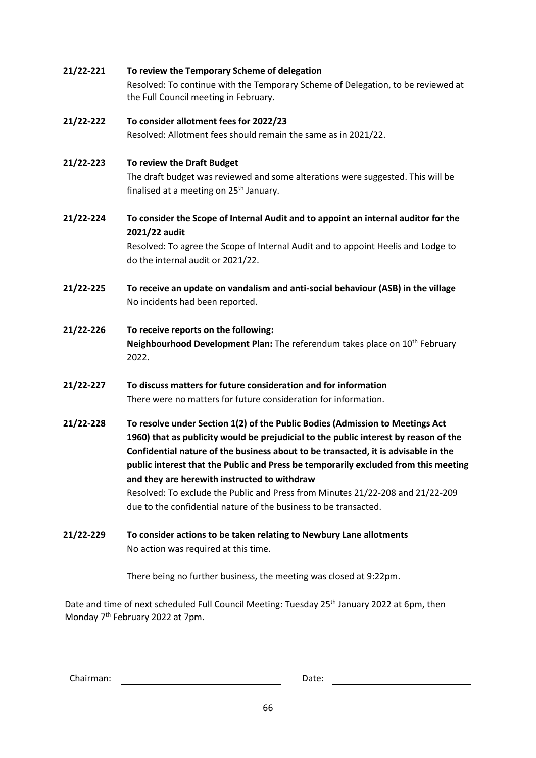**21/22-221 To review the Temporary Scheme of delegation**

Resolved: To continue with the Temporary Scheme of Delegation, to be reviewed at the Full Council meeting in February.

**21/22-222 To consider allotment fees for 2022/23**

Resolved: Allotment fees should remain the same as in 2021/22.

**21/22-223 To review the Draft Budget**

The draft budget was reviewed and some alterations were suggested. This will be finalised at a meeting on 25th January.

**21/22-224 To consider the Scope of Internal Audit and to appoint an internal auditor for the 2021/22 audit**

Resolved: To agree the Scope of Internal Audit and to appoint Heelis and Lodge to do the internal audit or 2021/22.

**21/22-225 To receive an update on vandalism and anti-social behaviour (ASB) in the village**

No incidents had been reported.

**21/22-226 To receive reports on the following:**

**Neighbourhood Development Plan:** The referendum takes place on 10th February 2022.

**21/22-227 To discuss matters for future consideration and for information**

There were no matters for future consideration for information.

**21/22-228 To resolve under Section 1(2) of the Public Bodies (Admission to Meetings Act 1960) that as publicity would be prejudicial to the public interest by reason of the Confidential nature of the business about to be transacted, it is advisable in the public interest that the Public and Press be temporarily excluded from this meeting and they are herewith instructed to withdraw**

Resolved: To exclude the Public and Press from Minutes 21/22-208 and 21/22-209 due to the confidential nature of the business to be transacted.

**21/22-229 To consider actions to be taken relating to Newbury Lane allotments**

No action was required at this time.

There being no further business, the meeting was closed at 9:22pm.

Date and time of next scheduled Full Council Meeting: Tuesday 25th January 2022 at 6pm, then Monday 7th February 2022 at 7pm.

Chairman: \_\_\_\_\_\_\_\_\_\_\_\_\_\_\_\_\_\_\_\_ Date: \_\_\_\_\_\_\_\_\_\_\_\_\_\_\_\_\_\_\_\_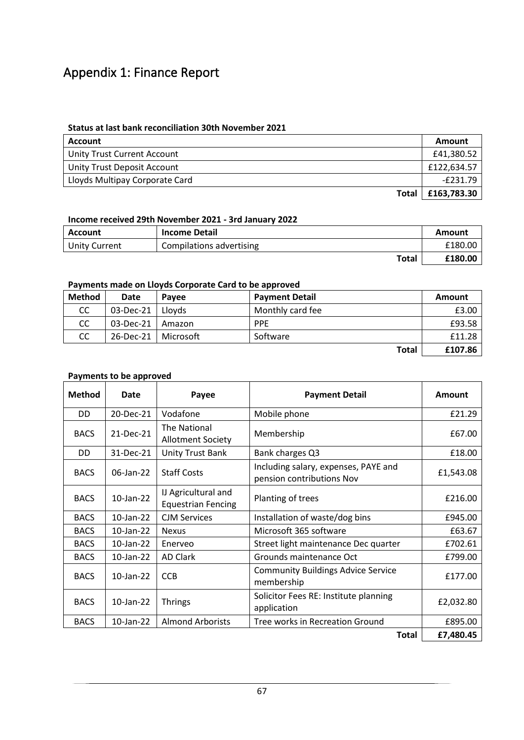# Appendix 1: Finance Report

**Status at last bank reconciliation 30th November 2021**

| Account | Amount |
|---|---|
| Unity Trust Current Account | £41,380.52 |
| Unity Trust Deposit Account | £122,634.57 |
| Lloyds Multipay Corporate Card | -£231.79 |
| **Total** | **£163,783.30** |

**Income received 29th November 2021 - 3rd January 2022**

| Account | Income Detail | Amount |
|---|---|---|
| Unity Current | Compilations advertising | £180.00 |
| | **Total** | **£180.00** |

**Payments made on Lloyds Corporate Card to be approved**

| Method | Date | Payee | Payment Detail | Amount |
|---|---|---|---|---|
| CC | 03-Dec-21 | Lloyds | Monthly card fee | £3.00 |
| CC | 03-Dec-21 | Amazon | PPE | £93.58 |
| CC | 26-Dec-21 | Microsoft | Software | £11.28 |
| | | | **Total** | **£107.86** |

**Payments to be approved**

| Method | Date | Payee | Payment Detail | Amount |
|---|---|---|---|---|
| DD | 20-Dec-21 | Vodafone | Mobile phone | £21.29 |
| BACS | 21-Dec-21 | The National Allotment Society | Membership | £67.00 |
| DD | 31-Dec-21 | Unity Trust Bank | Bank charges Q3 | £18.00 |
| BACS | 06-Jan-22 | Staff Costs | Including salary, expenses, PAYE and pension contributions Nov | £1,543.08 |
| BACS | 10-Jan-22 | IJ Agricultural and Equestrian Fencing | Planting of trees | £216.00 |
| BACS | 10-Jan-22 | CJM Services | Installation of waste/dog bins | £945.00 |
| BACS | 10-Jan-22 | Nexus | Microsoft 365 software | £63.67 |
| BACS | 10-Jan-22 | Enerveo | Street light maintenance Dec quarter | £702.61 |
| BACS | 10-Jan-22 | AD Clark | Grounds maintenance Oct | £799.00 |
| BACS | 10-Jan-22 | CCB | Community Buildings Advice Service membership | £177.00 |
| BACS | 10-Jan-22 | Thrings | Solicitor Fees RE: Institute planning application | £2,032.80 |
| BACS | 10-Jan-22 | Almond Arborists | Tree works in Recreation Ground | £895.00 |
| | | | **Total** | **£7,480.45** |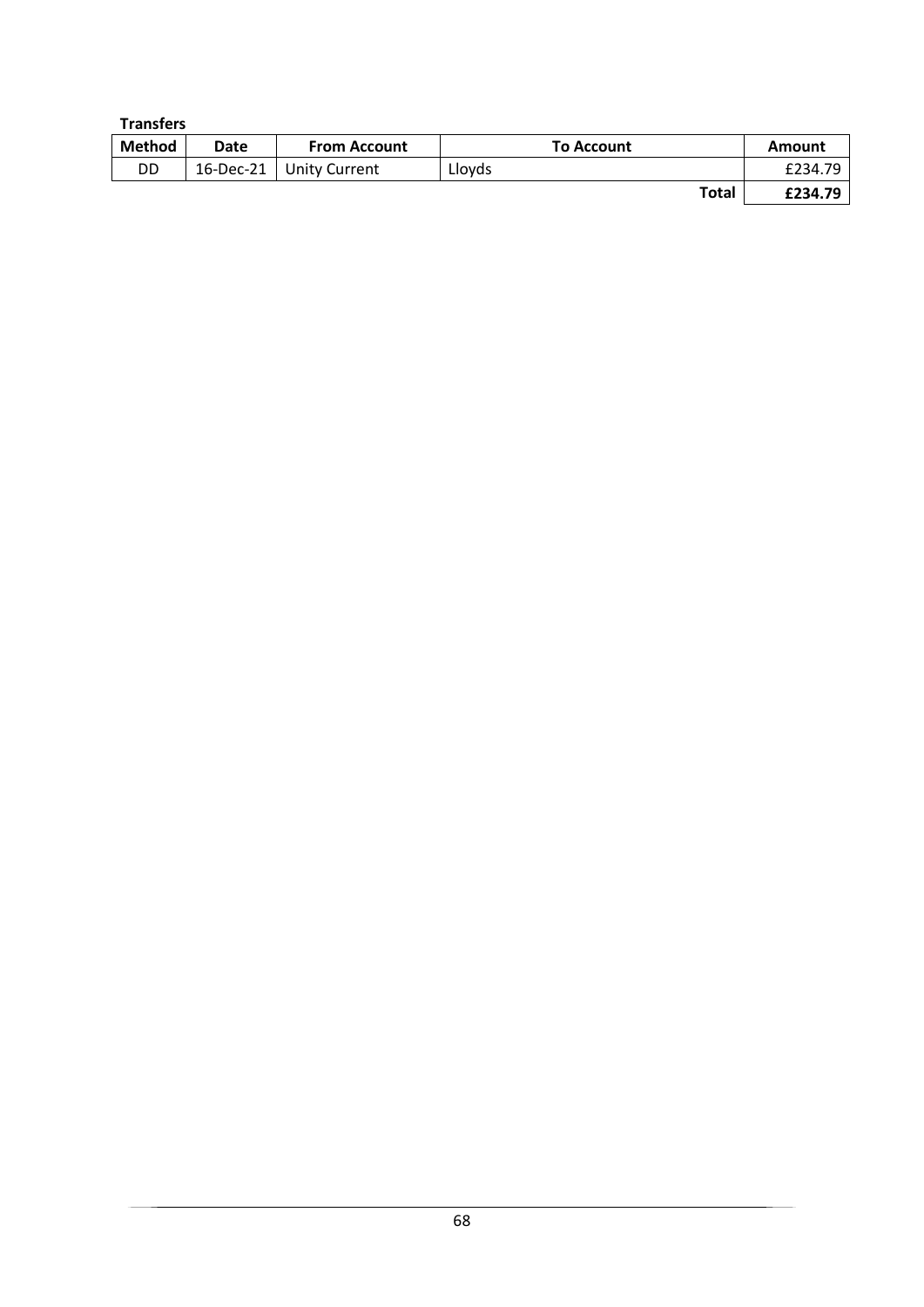**Transfers**

| Method | Date | From Account | To Account | Amount |
|---|---|---|---|---|
| DD | 16-Dec-21 | Unity Current | Lloyds | £234.79 |
| | | | **Total** | **£234.79** |